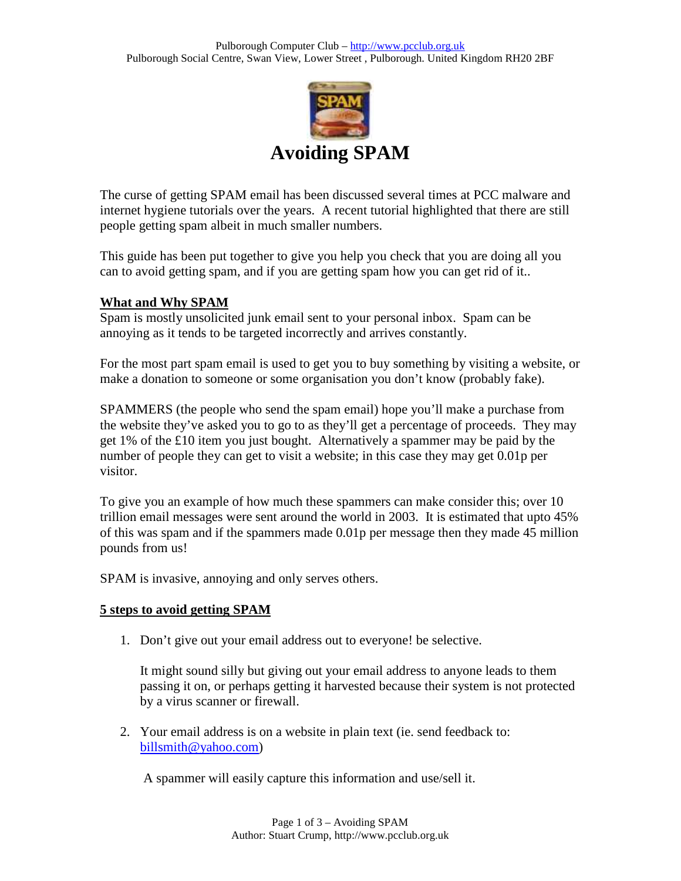# Avoiding SPAM

The curse of getting SPAM email has been discussed several times at PCC malware and internet hygiene tutorials over the years. A recent tutorial highlighted that there are still people getting spam albeit in much smaller numbers.

This guide has been put together to give you help you check that you are doing all you can to avoid getting spam, and if you are getting spam how you can get rid of it..

## What and Why SPAM

Spam is mostly unsolicited junk email sent to your personal inbox. Spam can be annoying as it tends to be targeted incorrectly and arrives constantly.

For the most part spam email is used to get you to buy something by visiting a website, or make a donation to someone or some organisation you don't know (probably fake).

SPAMMERS (the people who send the spam email) hope you'll make a purchase from the website they've asked you to go to as they'll get a percentage of proceeds. They may get 1% of the £10 item you just bought. Alternatively a spammer may be paid by the number of people they can get to visit a website; in this case they may get 0.01p per visitor.

To give you an example of how much these spammers can make consider this; over 10 trillion email messages were sent around the world in 2003. It is estimated that upto 45% of this was spam and if the spammers made 0.01p per message then they made 45 million pounds from us!

SPAM is invasive, annoying and only serves others.

## 5 steps to avoid getting SPAM

1. Don't give out your email address out to everyone! be selective.

   It might sound silly but giving out your email address to anyone leads to them passing it on, or perhaps getting it harvested because their system is not protected by a virus scanner or firewall.

2. Your email address is on a website in plain text (ie. send feedback to: billsmith@yahoo.com)

   A spammer will easily capture this information and use/sell it.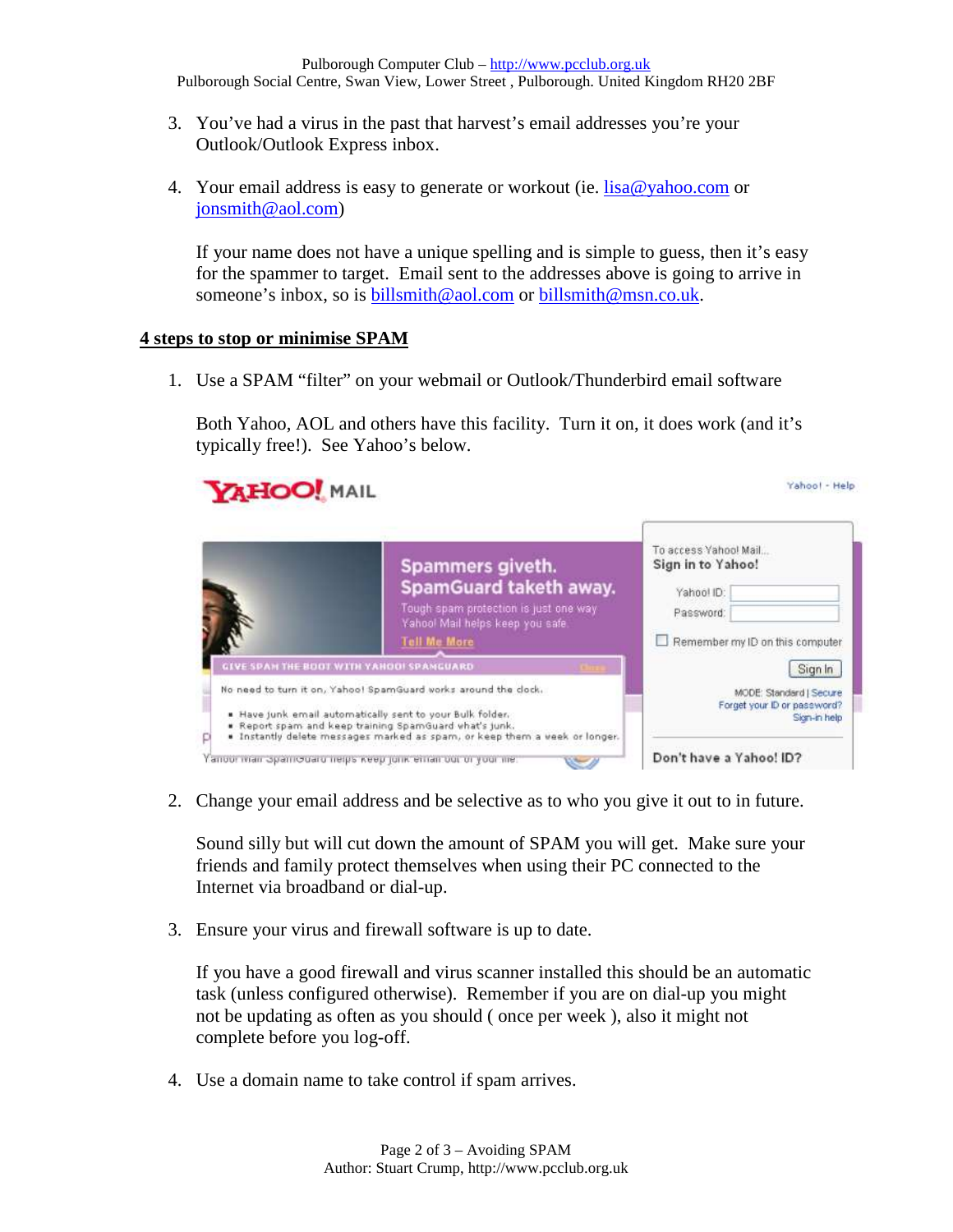3. You've had a virus in the past that harvest's email addresses you're your Outlook/Outlook Express inbox.

4. Your email address is easy to generate or workout (ie. lisa@yahoo.com or jonsmith@aol.com)

   If your name does not have a unique spelling and is simple to guess, then it's easy for the spammer to target. Email sent to the addresses above is going to arrive in someone's inbox, so is billsmith@aol.com or billsmith@msn.co.uk.

**4 steps to stop or minimise SPAM**

1. Use a SPAM "filter" on your webmail or Outlook/Thunderbird email software

   Both Yahoo, AOL and others have this facility. Turn it on, it does work (and it's typically free!). See Yahoo's below.

2. Change your email address and be selective as to who you give it out to in future.

   Sound silly but will cut down the amount of SPAM you will get. Make sure your friends and family protect themselves when using their PC connected to the Internet via broadband or dial-up.

3. Ensure your virus and firewall software is up to date.

   If you have a good firewall and virus scanner installed this should be an automatic task (unless configured otherwise). Remember if you are on dial-up you might not be updating as often as you should ( once per week ), also it might not complete before you log-off.

4. Use a domain name to take control if spam arrives.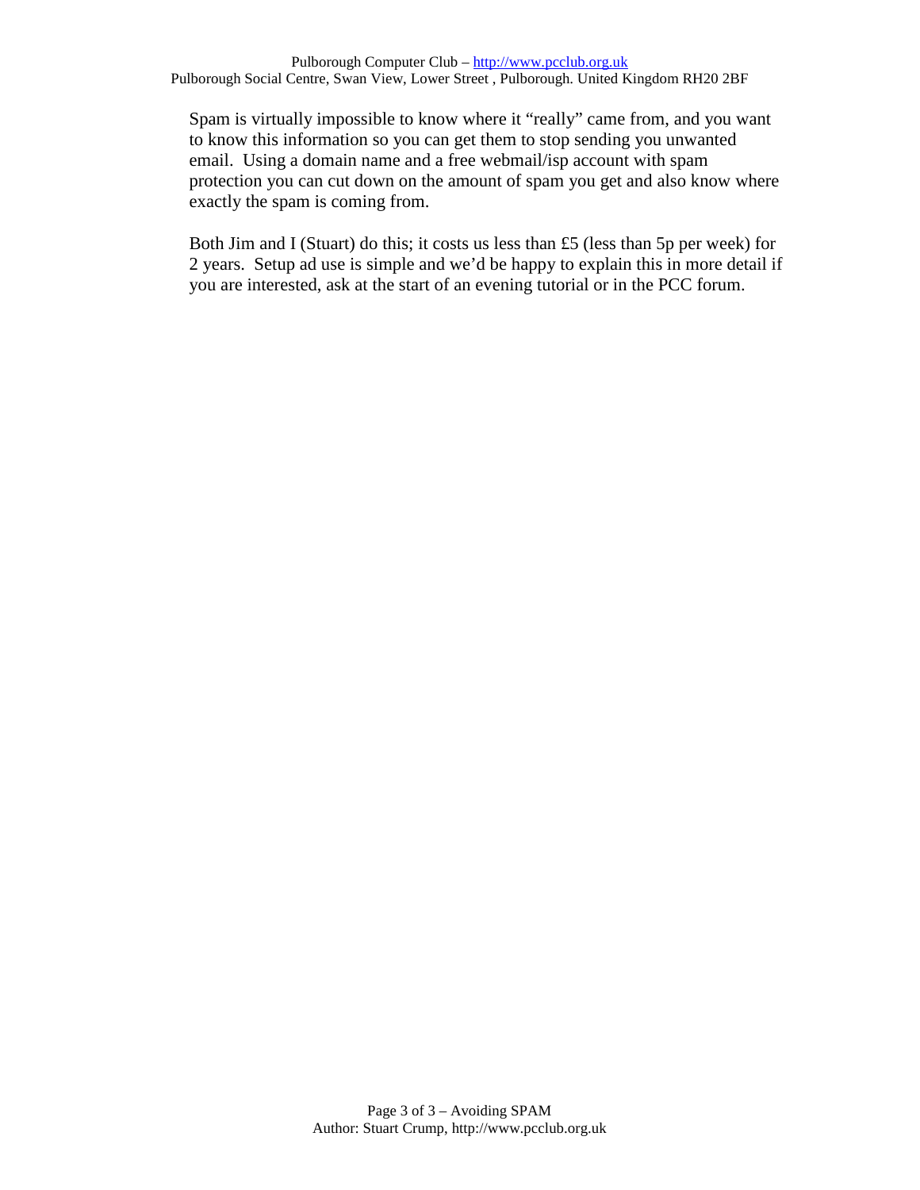Spam is virtually impossible to know where it "really" came from, and you want to know this information so you can get them to stop sending you unwanted email. Using a domain name and a free webmail/isp account with spam protection you can cut down on the amount of spam you get and also know where exactly the spam is coming from.

Both Jim and I (Stuart) do this; it costs us less than £5 (less than 5p per week) for 2 years. Setup ad use is simple and we'd be happy to explain this in more detail if you are interested, ask at the start of an evening tutorial or in the PCC forum.